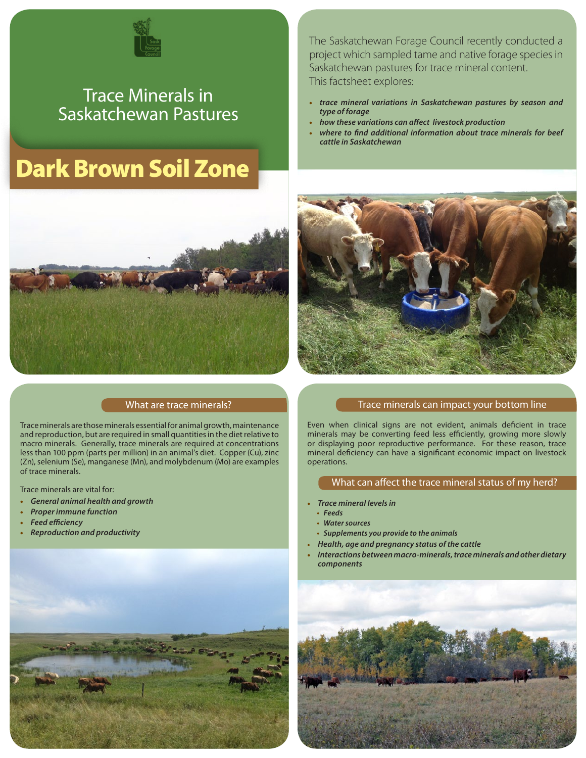# Trace Minerals in Saskatchewan Pastures

## Dark Brown Soil Zone

The Saskatchewan Forage Council recently conducted a project which sampled tame and native forage species in Saskatchewan pastures for trace mineral content. This factsheet explores:

- ***trace mineral variations in Saskatchewan pastures by season and type of forage***
- ***how these variations can affect livestock production***
- ***where to find additional information about trace minerals for beef cattle in Saskatchewan***

### What are trace minerals?

Trace minerals are those minerals essential for animal growth, maintenance and reproduction, but are required in small quantities in the diet relative to macro minerals. Generally, trace minerals are required at concentrations less than 100 ppm (parts per million) in an animal's diet. Copper (Cu), zinc (Zn), selenium (Se), manganese (Mn), and molybdenum (Mo) are examples of trace minerals.

Trace minerals are vital for:

- ***General animal health and growth***
- ***Proper immune function***
- ***Feed efficiency***
- ***Reproduction and productivity***

### Trace minerals can impact your bottom line

Even when clinical signs are not evident, animals deficient in trace minerals may be converting feed less efficiently, growing more slowly or displaying poor reproductive performance. For these reason, trace mineral deficiency can have a significant economic impact on livestock operations.

### What can affect the trace mineral status of my herd?

- ***Trace mineral levels in***
  - ***Feeds***
  - ***Water sources***
  - ***Supplements you provide to the animals***
- ***Health, age and pregnancy status of the cattle***
- ***Interactions between macro-minerals, trace minerals and other dietary components***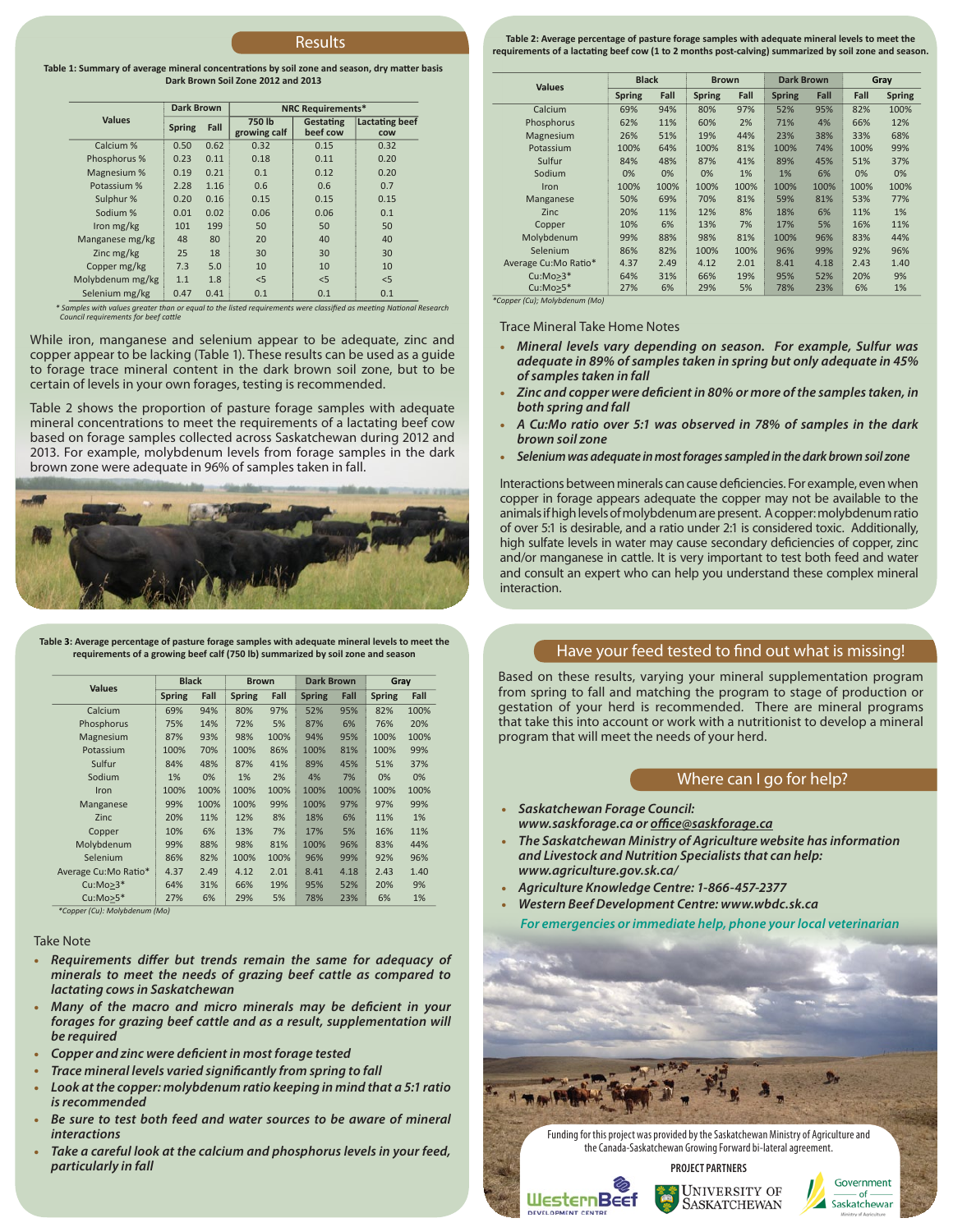## Results

**Table 1: Summary of average mineral concentrations by soil zone and season, dry matter basis Dark Brown Soil Zone 2012 and 2013**

| Values | Dark Brown | | NRC Requirements* | | |
|---|---|---|---|---|---|
| | Spring | Fall | 750 lb growing calf | Gestating beef cow | Lactating beef cow |
| Calcium % | 0.50 | 0.62 | 0.32 | 0.15 | 0.32 |
| Phosphorus % | 0.23 | 0.11 | 0.18 | 0.11 | 0.20 |
| Magnesium % | 0.19 | 0.21 | 0.1 | 0.12 | 0.20 |
| Potassium % | 2.28 | 1.16 | 0.6 | 0.6 | 0.7 |
| Sulphur % | 0.20 | 0.16 | 0.15 | 0.15 | 0.15 |
| Sodium % | 0.01 | 0.02 | 0.06 | 0.06 | 0.1 |
| Iron mg/kg | 101 | 199 | 50 | 50 | 50 |
| Manganese mg/kg | 48 | 80 | 20 | 40 | 40 |
| Zinc mg/kg | 25 | 18 | 30 | 30 | 30 |
| Copper mg/kg | 7.3 | 5.0 | 10 | 10 | 10 |
| Molybdenum mg/kg | 1.1 | 1.8 | <5 | <5 | <5 |
| Selenium mg/kg | 0.47 | 0.41 | 0.1 | 0.1 | 0.1 |

*\* Samples with values greater than or equal to the listed requirements were classified as meeting National Research Council requirements for beef cattle*

While iron, manganese and selenium appear to be adequate, zinc and copper appear to be lacking (Table 1). These results can be used as a guide to forage trace mineral content in the dark brown soil zone, but to be certain of levels in your own forages, testing is recommended.

Table 2 shows the proportion of pasture forage samples with adequate mineral concentrations to meet the requirements of a lactating beef cow based on forage samples collected across Saskatchewan during 2012 and 2013. For example, molybdenum levels from forage samples in the dark brown zone were adequate in 96% of samples taken in fall.

**Table 2: Average percentage of pasture forage samples with adequate mineral levels to meet the requirements of a lactating beef cow (1 to 2 months post-calving) summarized by soil zone and season.**

| Values | Black | | Brown | | Dark Brown | | Gray | |
|---|---|---|---|---|---|---|---|---|
| | Spring | Fall | Spring | Fall | Spring | Fall | Fall | Spring |
| Calcium | 69% | 94% | 80% | 97% | 52% | 95% | 82% | 100% |
| Phosphorus | 62% | 11% | 60% | 2% | 71% | 4% | 66% | 12% |
| Magnesium | 26% | 51% | 19% | 44% | 23% | 38% | 33% | 68% |
| Potassium | 100% | 64% | 100% | 81% | 100% | 74% | 100% | 99% |
| Sulfur | 84% | 48% | 87% | 41% | 89% | 45% | 51% | 37% |
| Sodium | 0% | 0% | 0% | 1% | 1% | 6% | 0% | 0% |
| Iron | 100% | 100% | 100% | 100% | 100% | 100% | 100% | 100% |
| Manganese | 50% | 69% | 70% | 81% | 59% | 81% | 53% | 77% |
| Zinc | 20% | 11% | 12% | 8% | 18% | 6% | 11% | 1% |
| Copper | 10% | 6% | 13% | 7% | 17% | 5% | 16% | 11% |
| Molybdenum | 99% | 88% | 98% | 81% | 100% | 96% | 83% | 44% |
| Selenium | 86% | 82% | 100% | 100% | 96% | 99% | 92% | 96% |
| Average Cu:Mo Ratio* | 4.37 | 2.49 | 4.12 | 2.01 | 8.41 | 4.18 | 2.43 | 1.40 |
| Cu:Mo≥3* | 64% | 31% | 66% | 19% | 95% | 52% | 20% | 9% |
| Cu:Mo≥5* | 27% | 6% | 29% | 5% | 78% | 23% | 6% | 1% |

*\*Copper (Cu); Molybdenum (Mo)*

### Trace Mineral Take Home Notes

- ***Mineral levels vary depending on season. For example, Sulfur was adequate in 89% of samples taken in spring but only adequate in 45% of samples taken in fall***
- ***Zinc and copper were deficient in 80% or more of the samples taken, in both spring and fall***
- ***A Cu:Mo ratio over 5:1 was observed in 78% of samples in the dark brown soil zone***
- ***Selenium was adequate in most forages sampled in the dark brown soil zone***

Interactions between minerals can cause deficiencies. For example, even when copper in forage appears adequate the copper may not be available to the animals if high levels of molybdenum are present. A copper:molybdenum ratio of over 5:1 is desirable, and a ratio under 2:1 is considered toxic. Additionally, high sulfate levels in water may cause secondary deficiencies of copper, zinc and/or manganese in cattle. It is very important to test both feed and water and consult an expert who can help you understand these complex mineral interaction.

**Table 3: Average percentage of pasture forage samples with adequate mineral levels to meet the requirements of a growing beef calf (750 lb) summarized by soil zone and season**

| Values | Black | | Brown | | Dark Brown | | Gray | |
|---|---|---|---|---|---|---|---|---|
| | Spring | Fall | Spring | Fall | Spring | Fall | Spring | Fall |
| Calcium | 69% | 94% | 80% | 97% | 52% | 95% | 82% | 100% |
| Phosphorus | 75% | 14% | 72% | 5% | 87% | 6% | 76% | 20% |
| Magnesium | 87% | 93% | 98% | 100% | 94% | 95% | 100% | 100% |
| Potassium | 100% | 70% | 100% | 86% | 100% | 81% | 100% | 99% |
| Sulfur | 84% | 48% | 87% | 41% | 89% | 45% | 51% | 37% |
| Sodium | 1% | 0% | 1% | 2% | 4% | 7% | 0% | 0% |
| Iron | 100% | 100% | 100% | 100% | 100% | 100% | 100% | 100% |
| Manganese | 99% | 100% | 100% | 99% | 100% | 97% | 97% | 99% |
| Zinc | 20% | 11% | 12% | 8% | 18% | 6% | 11% | 1% |
| Copper | 10% | 6% | 13% | 7% | 17% | 5% | 16% | 11% |
| Molybdenum | 99% | 88% | 98% | 81% | 100% | 96% | 83% | 44% |
| Selenium | 86% | 82% | 100% | 100% | 96% | 99% | 92% | 96% |
| Average Cu:Mo Ratio* | 4.37 | 2.49 | 4.12 | 2.01 | 8.41 | 4.18 | 2.43 | 1.40 |
| Cu:Mo≥3* | 64% | 31% | 66% | 19% | 95% | 52% | 20% | 9% |
| Cu:Mo≥5* | 27% | 6% | 29% | 5% | 78% | 23% | 6% | 1% |

*\*Copper (Cu): Molybdenum (Mo)*

### Take Note

- ***Requirements differ but trends remain the same for adequacy of minerals to meet the needs of grazing beef cattle as compared to lactating cows in Saskatchewan***
- ***Many of the macro and micro minerals may be deficient in your forages for grazing beef cattle and as a result, supplementation will be required***
- ***Copper and zinc were deficient in most forage tested***
- ***Trace mineral levels varied significantly from spring to fall***
- ***Look at the copper: molybdenum ratio keeping in mind that a 5:1 ratio is recommended***
- ***Be sure to test both feed and water sources to be aware of mineral interactions***
- ***Take a careful look at the calcium and phosphorus levels in your feed, particularly in fall***

## Have your feed tested to find out what is missing!

Based on these results, varying your mineral supplementation program from spring to fall and matching the program to stage of production or gestation of your herd is recommended. There are mineral programs that take this into account or work with a nutritionist to develop a mineral program that will meet the needs of your herd.

## Where can I go for help?

- ***Saskatchewan Forage Council: www.saskforage.ca or office@saskforage.ca***
- ***The Saskatchewan Ministry of Agriculture website has information and Livestock and Nutrition Specialists that can help: www.agriculture.gov.sk.ca/***
- ***Agriculture Knowledge Centre: 1-866-457-2377***
- ***Western Beef Development Centre: www.wbdc.sk.ca***

***For emergencies or immediate help, phone your local veterinarian***

Funding for this project was provided by the Saskatchewan Ministry of Agriculture and the Canada-Saskatchewan Growing Forward bi-lateral agreement.

**PROJECT PARTNERS**

Western Beef Development Centre | University of Saskatchewan | Government of Saskatchewan Ministry of Agriculture